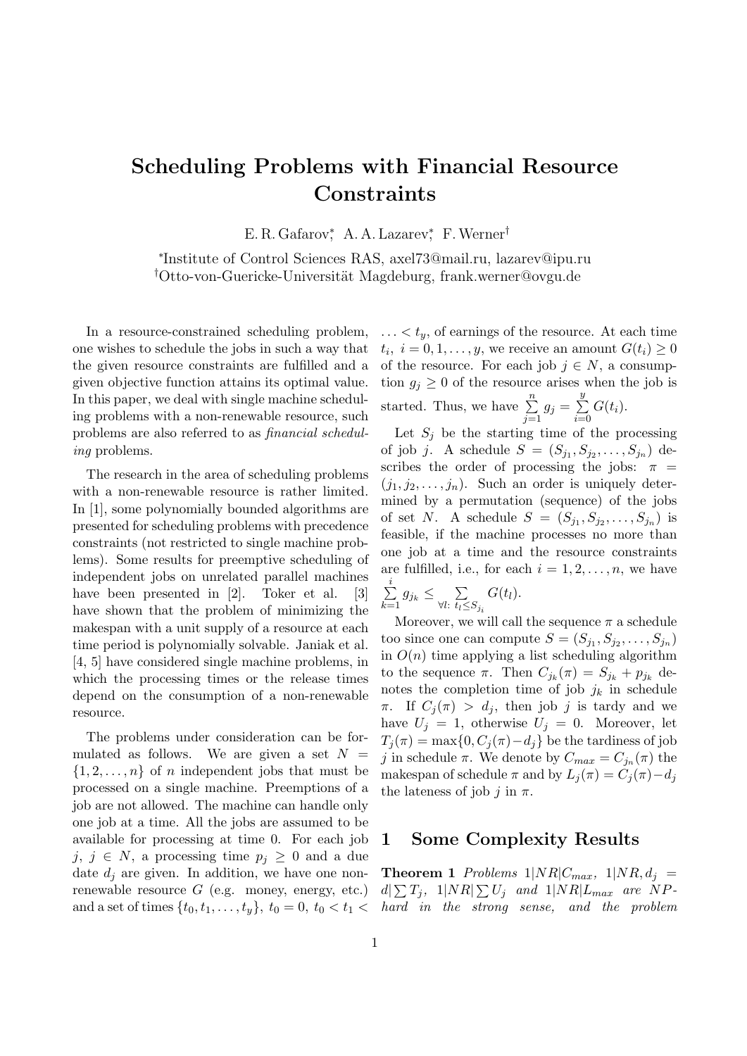# Scheduling Problems with Financial Resource Constraints

E. R. Gafarov*, A. A. Lazarev*, F. Werner†

*Institute of Control Sciences RAS, axel73@mail.ru, lazarev@ipu.ru
†Otto-von-Guericke-Universität Magdeburg, frank.werner@ovgu.de

In a resource-constrained scheduling problem, one wishes to schedule the jobs in such a way that the given resource constraints are fulfilled and a given objective function attains its optimal value. In this paper, we deal with single machine scheduling problems with a non-renewable resource, such problems are also referred to as *financial scheduling* problems.

The research in the area of scheduling problems with a non-renewable resource is rather limited. In [1], some polynomially bounded algorithms are presented for scheduling problems with precedence constraints (not restricted to single machine problems). Some results for preemptive scheduling of independent jobs on unrelated parallel machines have been presented in [2]. Toker et al. [3] have shown that the problem of minimizing the makespan with a unit supply of a resource at each time period is polynomially solvable. Janiak et al. [4, 5] have considered single machine problems, in which the processing times or the release times depend on the consumption of a non-renewable resource.

The problems under consideration can be formulated as follows. We are given a set $N = \{1, 2, \dots, n\}$ of $n$ independent jobs that must be processed on a single machine. Preemptions of a job are not allowed. The machine can handle only one job at a time. All the jobs are assumed to be available for processing at time 0. For each job $j$, $j \in N$, a processing time $p_j \geq 0$ and a due date $d_j$ are given. In addition, we have one non-renewable resource $G$ (e.g. money, energy, etc.) and a set of times $\{t_0, t_1, \dots, t_y\}$, $t_0 = 0$, $t_0 < t_1 < \dots < t_y$, of earnings of the resource. At each time $t_i$, $i = 0, 1, \dots, y$, we receive an amount $G(t_i) \geq 0$ of the resource. For each job $j \in N$, a consumption $g_j \geq 0$ of the resource arises when the job is started. Thus, we have $\sum_{j=1}^{n} g_j = \sum_{i=0}^{y} G(t_i)$.

Let $S_j$ be the starting time of the processing of job $j$. A schedule $S = (S_{j_1}, S_{j_2}, \dots, S_{j_n})$ describes the order of processing the jobs: $\pi = (j_1, j_2, \dots, j_n)$. Such an order is uniquely determined by a permutation (sequence) of the jobs of set $N$. A schedule $S = (S_{j_1}, S_{j_2}, \dots, S_{j_n})$ is feasible, if the machine processes no more than one job at a time and the resource constraints are fulfilled, i.e., for each $i = 1, 2, \dots, n$, we have $\sum_{k=1}^{i} g_{j_k} \leq \sum_{\forall l:\ t_l \leq S_{j_i}} G(t_l)$.

Moreover, we will call the sequence $\pi$ a schedule too since one can compute $S = (S_{j_1}, S_{j_2}, \dots, S_{j_n})$ in $O(n)$ time applying a list scheduling algorithm to the sequence $\pi$. Then $C_{j_k}(\pi) = S_{j_k} + p_{j_k}$ denotes the completion time of job $j_k$ in schedule $\pi$. If $C_j(\pi) > d_j$, then job $j$ is tardy and we have $U_j = 1$, otherwise $U_j = 0$. Moreover, let $T_j(\pi) = \max\{0, C_j(\pi) - d_j\}$ be the tardiness of job $j$ in schedule $\pi$. We denote by $C_{max} = C_{j_n}(\pi)$ the makespan of schedule $\pi$ and by $L_j(\pi) = C_j(\pi) - d_j$ the lateness of job $j$ in $\pi$.

## 1 Some Complexity Results

**Theorem 1** *Problems $1|NR|C_{max}$, $1|NR, d_j = d|\sum T_j$, $1|NR|\sum U_j$ and $1|NR|L_{max}$ are NP-hard in the strong sense, and the problem*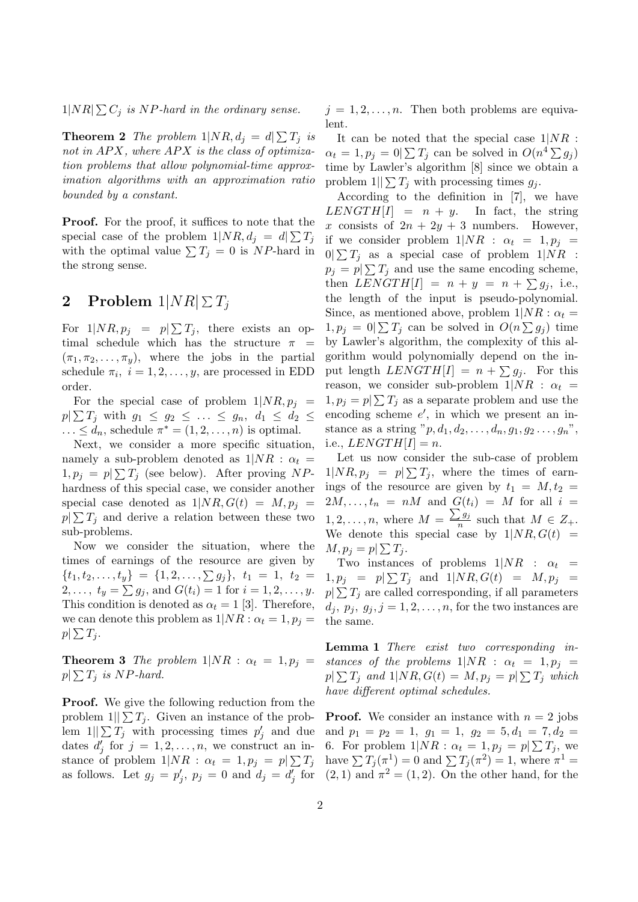$1|NR|\sum C_j$ *is NP-hard in the ordinary sense.*

**Theorem 2** *The problem $1|NR, d_j = d|\sum T_j$ is not in APX, where APX is the class of optimization problems that allow polynomial-time approximation algorithms with an approximation ratio bounded by a constant.*

**Proof.** For the proof, it suffices to note that the special case of the problem $1|NR, d_j = d|\sum T_j$ with the optimal value $\sum T_j = 0$ is $NP$-hard in the strong sense.

## 2 Problem $1|NR|\sum T_j$

For $1|NR, p_j = p|\sum T_j$, there exists an optimal schedule which has the structure $\pi = (\pi_1, \pi_2, \ldots, \pi_y)$, where the jobs in the partial schedule $\pi_i$, $i = 1, 2, \ldots, y$, are processed in EDD order.

For the special case of problem $1|NR, p_j = p|\sum T_j$ with $g_1 \le g_2 \le \ldots \le g_n$, $d_1 \le d_2 \le \ldots \le d_n$, schedule $\pi^* = (1, 2, \ldots, n)$ is optimal.

Next, we consider a more specific situation, namely a sub-problem denoted as $1|NR : \alpha_t = 1, p_j = p|\sum T_j$ (see below). After proving $NP$-hardness of this special case, we consider another special case denoted as $1|NR, G(t) = M, p_j = p|\sum T_j$ and derive a relation between these two sub-problems.

Now we consider the situation, where the times of earnings of the resource are given by $\{t_1, t_2, \ldots, t_y\} = \{1, 2, \ldots, \sum g_j\}$, $t_1 = 1$, $t_2 = 2, \ldots,$ $t_y = \sum g_j$, and $G(t_i) = 1$ for $i = 1, 2, \ldots, y$. This condition is denoted as $\alpha_t = 1$ [3]. Therefore, we can denote this problem as $1|NR : \alpha_t = 1, p_j = p|\sum T_j$.

**Theorem 3** *The problem $1|NR : \alpha_t = 1, p_j = p|\sum T_j$ is NP-hard.*

**Proof.** We give the following reduction from the problem $1||\sum T_j$. Given an instance of the problem $1||\sum T_j$ with processing times $p'_j$ and due dates $d'_j$ for $j = 1, 2, \ldots, n$, we construct an instance of problem $1|NR : \alpha_t = 1, p_j = p|\sum T_j$ as follows. Let $g_j = p'_j$, $p_j = 0$ and $d_j = d'_j$ for $j = 1, 2, \ldots, n$. Then both problems are equivalent.

It can be noted that the special case $1|NR : \alpha_t = 1, p_j = 0|\sum T_j$ can be solved in $O(n^4 \sum g_j)$ time by Lawler's algorithm [8] since we obtain a problem $1||\sum T_j$ with processing times $g_j$.

According to the definition in [7], we have $LENGTH[I] = n + y$. In fact, the string $x$ consists of $2n + 2y + 3$ numbers. However, if we consider problem $1|NR : \alpha_t = 1, p_j = 0|\sum T_j$ as a special case of problem $1|NR : p_j = p|\sum T_j$ and use the same encoding scheme, then $LENGTH[I] = n + y = n + \sum g_j$, i.e., the length of the input is pseudo-polynomial. Since, as mentioned above, problem $1|NR : \alpha_t = 1, p_j = 0|\sum T_j$ can be solved in $O(n \sum g_j)$ time by Lawler's algorithm, the complexity of this algorithm would polynomially depend on the input length $LENGTH[I] = n + \sum g_j$. For this reason, we consider sub-problem $1|NR : \alpha_t = 1, p_j = p|\sum T_j$ as a separate problem and use the encoding scheme $e'$, in which we present an instance as a string "$p, d_1, d_2, \ldots, d_n, g_1, g_2 \ldots, g_n$", i.e., $LENGTH[I] = n$.

Let us now consider the sub-case of problem $1|NR, p_j = p|\sum T_j$, where the times of earnings of the resource are given by $t_1 = M, t_2 = 2M, \ldots, t_n = nM$ and $G(t_i) = M$ for all $i = 1, 2, \ldots, n$, where $M = \frac{\sum g_j}{n}$ such that $M \in Z_+$. We denote this special case by $1|NR, G(t) = M, p_j = p|\sum T_j$.

Two instances of problems $1|NR : \alpha_t = 1, p_j = p|\sum T_j$ and $1|NR, G(t) = M, p_j = p|\sum T_j$ are called corresponding, if all parameters $d_j$, $p_j$, $g_j, j = 1, 2, \ldots, n$, for the two instances are the same.

**Lemma 1** *There exist two corresponding instances of the problems $1|NR : \alpha_t = 1, p_j = p|\sum T_j$ and $1|NR, G(t) = M, p_j = p|\sum T_j$ which have different optimal schedules.*

**Proof.** We consider an instance with $n = 2$ jobs and $p_1 = p_2 = 1$, $g_1 = 1$, $g_2 = 5, d_1 = 7, d_2 = 6$. For problem $1|NR : \alpha_t = 1, p_j = p|\sum T_j$, we have $\sum T_j(\pi^1) = 0$ and $\sum T_j(\pi^2) = 1$, where $\pi^1 = (2, 1)$ and $\pi^2 = (1, 2)$. On the other hand, for the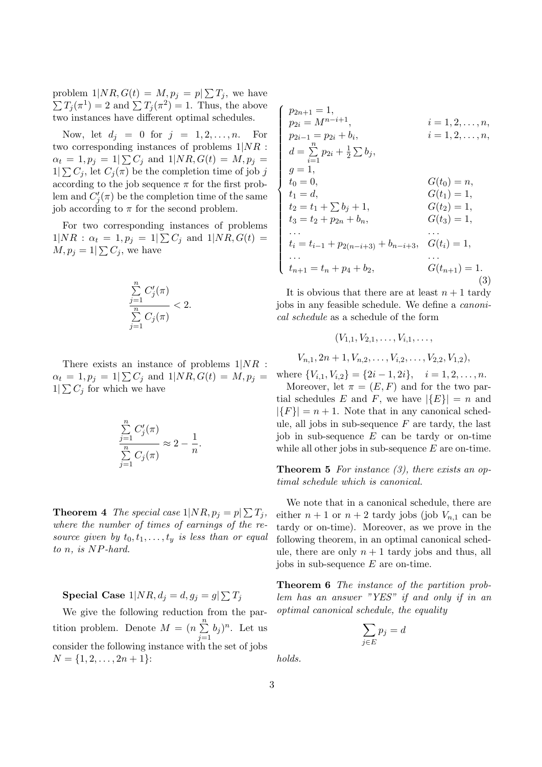problem $1|NR, G(t) = M, p_j = p|\sum T_j$, we have $\sum T_j(\pi^1) = 2$ and $\sum T_j(\pi^2) = 1$. Thus, the above two instances have different optimal schedules.

Now, let $d_j = 0$ for $j = 1, 2, \ldots, n$. For two corresponding instances of problems $1|NR : \alpha_t = 1, p_j = 1|\sum C_j$ and $1|NR, G(t) = M, p_j = 1|\sum C_j$, let $C_j(\pi)$ be the completion time of job $j$ according to the job sequence $\pi$ for the first problem and $C'_j(\pi)$ be the completion time of the same job according to $\pi$ for the second problem.

For two corresponding instances of problems $1|NR : \alpha_t = 1, p_j = 1|\sum C_j$ and $1|NR, G(t) = M, p_j = 1|\sum C_j$, we have

$$\frac{\sum\limits_{j=1}^{n} C'_j(\pi)}{\sum\limits_{j=1}^{n} C_j(\pi)} < 2.$$

There exists an instance of problems $1|NR : \alpha_t = 1, p_j = 1|\sum C_j$ and $1|NR, G(t) = M, p_j = 1|\sum C_j$ for which we have

$$\frac{\sum\limits_{j=1}^{n} C'_j(\pi)}{\sum\limits_{j=1}^{n} C_j(\pi)} \approx 2 - \frac{1}{n}.$$

**Theorem 4** *The special case $1|NR, p_j = p|\sum T_j$, where the number of times of earnings of the resource given by $t_0, t_1, \ldots, t_y$ is less than or equal to $n$, is $NP$-hard.*

**Special Case** $1|NR, d_j = d, g_j = g|\sum T_j$

We give the following reduction from the partition problem. Denote $M = (n \sum\limits_{j=1}^{n} b_j)^n$. Let us consider the following instance with the set of jobs $N = \{1, 2, \ldots, 2n+1\}$:

$$\begin{cases}
p_{2n+1} = 1, & \\
p_{2i} = M^{n-i+1}, & i = 1, 2, \ldots, n, \\
p_{2i-1} = p_{2i} + b_i, & i = 1, 2, \ldots, n, \\
d = \sum\limits_{i=1}^{n} p_{2i} + \frac{1}{2} \sum b_j, & \\
g = 1, & \\
t_0 = 0, & G(t_0) = n, \\
t_1 = d, & G(t_1) = 1, \\
t_2 = t_1 + \sum b_j + 1, & G(t_2) = 1, \\
t_3 = t_2 + p_{2n} + b_n, & G(t_3) = 1, \\
\ldots & \ldots \\
t_i = t_{i-1} + p_{2(n-i+3)} + b_{n-i+3}, & G(t_i) = 1, \\
\ldots & \ldots \\
t_{n+1} = t_n + p_4 + b_2, & G(t_{n+1}) = 1.
\end{cases} \tag{3}$$

It is obvious that there are at least $n+1$ tardy jobs in any feasible schedule. We define a *canonical schedule* as a schedule of the form

$$(V_{1,1}, V_{2,1}, \ldots, V_{i,1}, \ldots,$$

$$V_{n,1}, 2n+1, V_{n,2}, \ldots, V_{i,2}, \ldots, V_{2,2}, V_{1,2}),$$

where $\{V_{i,1}, V_{i,2}\} = \{2i-1, 2i\}, \quad i = 1, 2, \ldots, n$.

Moreover, let $\pi = (E, F)$ and for the two partial schedules $E$ and $F$, we have $|\{E\}| = n$ and $|\{F\}| = n+1$. Note that in any canonical schedule, all jobs in sub-sequence $F$ are tardy, the last job in sub-sequence $E$ can be tardy or on-time while all other jobs in sub-sequence $E$ are on-time.

**Theorem 5** *For instance (3), there exists an optimal schedule which is canonical.*

We note that in a canonical schedule, there are either $n+1$ or $n+2$ tardy jobs (job $V_{n,1}$ can be tardy or on-time). Moreover, as we prove in the following theorem, in an optimal canonical schedule, there are only $n+1$ tardy jobs and thus, all jobs in sub-sequence $E$ are on-time.

**Theorem 6** *The instance of the partition problem has an answer "YES" if and only if in an optimal canonical schedule, the equality*

$$\sum_{j \in E} p_j = d$$

*holds.*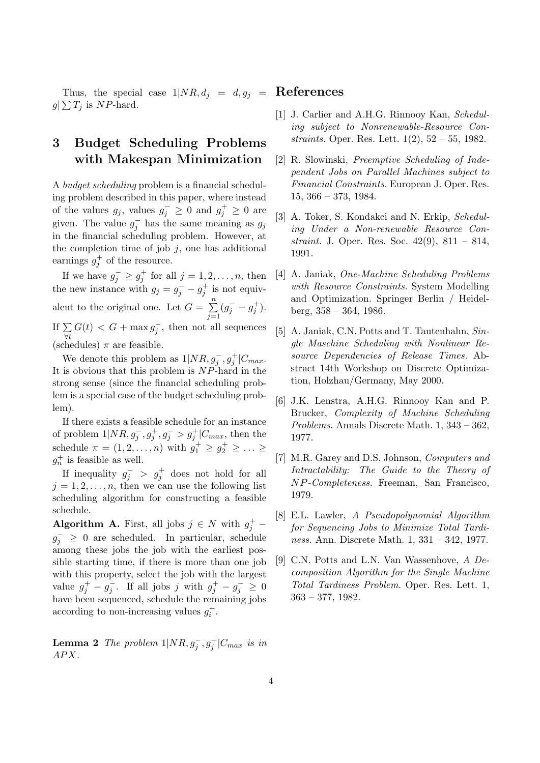Thus, the special case $1|NR, d_j = d, g_j = g|\sum T_j$ is $NP$-hard.

## 3 Budget Scheduling Problems with Makespan Minimization

A *budget scheduling* problem is a financial scheduling problem described in this paper, where instead of the values $g_j$, values $g_j^- \geq 0$ and $g_j^+ \geq 0$ are given. The value $g_j^-$ has the same meaning as $g_j$ in the financial scheduling problem. However, at the completion time of job $j$, one has additional earnings $g_j^+$ of the resource.

If we have $g_j^- \geq g_j^+$ for all $j = 1, 2, \ldots, n$, then the new instance with $g_j = g_j^- - g_j^+$ is not equivalent to the original one. Let $G = \sum_{j=1}^{n} (g_j^- - g_j^+)$. If $\sum_{\forall t} G(t) < G + \max g_j^-$, then not all sequences (schedules) $\pi$ are feasible.

We denote this problem as $1|NR, g_j^-, g_j^+|C_{max}$. It is obvious that this problem is $NP$-hard in the strong sense (since the financial scheduling problem is a special case of the budget scheduling problem).

If there exists a feasible schedule for an instance of problem $1|NR, g_j^-, g_j^+, g_j^- > g_j^+|C_{max}$, then the schedule $\pi = (1, 2, \ldots, n)$ with $g_1^+ \geq g_2^+ \geq \ldots \geq g_n^+$ is feasible as well.

If inequality $g_j^- > g_j^+$ does not hold for all $j = 1, 2, \ldots, n$, then we can use the following list scheduling algorithm for constructing a feasible schedule.

**Algorithm A.** First, all jobs $j \in N$ with $g_j^+ - g_j^- \geq 0$ are scheduled. In particular, schedule among these jobs the job with the earliest possible starting time, if there is more than one job with this property, select the job with the largest value $g_j^+ - g_j^-$. If all jobs $j$ with $g_j^+ - g_j^- \geq 0$ have been sequenced, schedule the remaining jobs according to non-increasing values $g_i^+$.

**Lemma 2** *The problem $1|NR, g_j^-, g_j^+|C_{max}$ is in APX.*

## References

[1] J. Carlier and A.H.G. Rinnooy Kan, *Scheduling subject to Nonrenewable-Resource Constraints.* Oper. Res. Lett. 1(2), 52 – 55, 1982.

[2] R. Slowinski, *Preemptive Scheduling of Independent Jobs on Parallel Machines subject to Financial Constraints.* European J. Oper. Res. 15, 366 – 373, 1984.

[3] A. Toker, S. Kondakci and N. Erkip, *Scheduling Under a Non-renewable Resource Constraint.* J. Oper. Res. Soc. 42(9), 811 – 814, 1991.

[4] A. Janiak, *One-Machine Scheduling Problems with Resource Constraints.* System Modelling and Optimization. Springer Berlin / Heidelberg, 358 – 364, 1986.

[5] A. Janiak, C.N. Potts and T. Tautenhahn, *Single Maschine Scheduling with Nonlinear Resource Dependencies of Release Times.* Abstract 14th Workshop on Discrete Optimization, Holzhau/Germany, May 2000.

[6] J.K. Lenstra, A.H.G. Rinnooy Kan and P. Brucker, *Complexity of Machine Scheduling Problems.* Annals Discrete Math. 1, 343 – 362, 1977.

[7] M.R. Garey and D.S. Johnson, *Computers and Intractability: The Guide to the Theory of NP-Completeness.* Freeman, San Francisco, 1979.

[8] E.L. Lawler, *A Pseudopolynomial Algorithm for Sequencing Jobs to Minimize Total Tardiness.* Ann. Discrete Math. 1, 331 – 342, 1977.

[9] C.N. Potts and L.N. Van Wassenhove, *A Decomposition Algorithm for the Single Machine Total Tardiness Problem.* Oper. Res. Lett. 1, 363 – 377, 1982.